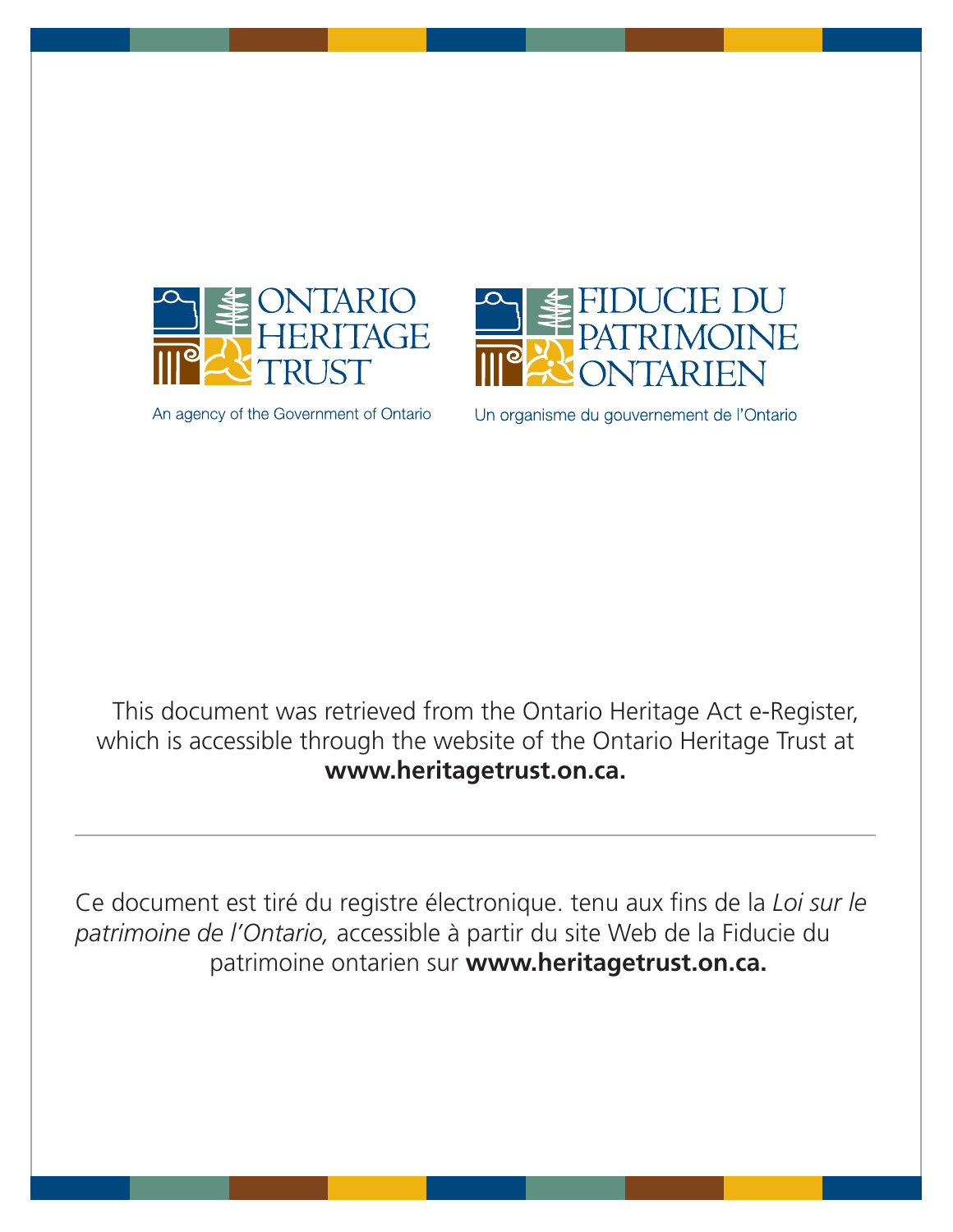ONTARIO HERITAGE TRUST

An agency of the Government of Ontario

FIDUCIE DU PATRIMOINE ONTARIEN

Un organisme du gouvernement de l'Ontario

This document was retrieved from the Ontario Heritage Act e-Register, which is accessible through the website of the Ontario Heritage Trust at **www.heritagetrust.on.ca.**

---

Ce document est tiré du registre électronique. tenu aux fins de la *Loi sur le patrimoine de l'Ontario,* accessible à partir du site Web de la Fiducie du patrimoine ontarien sur **www.heritagetrust.on.ca.**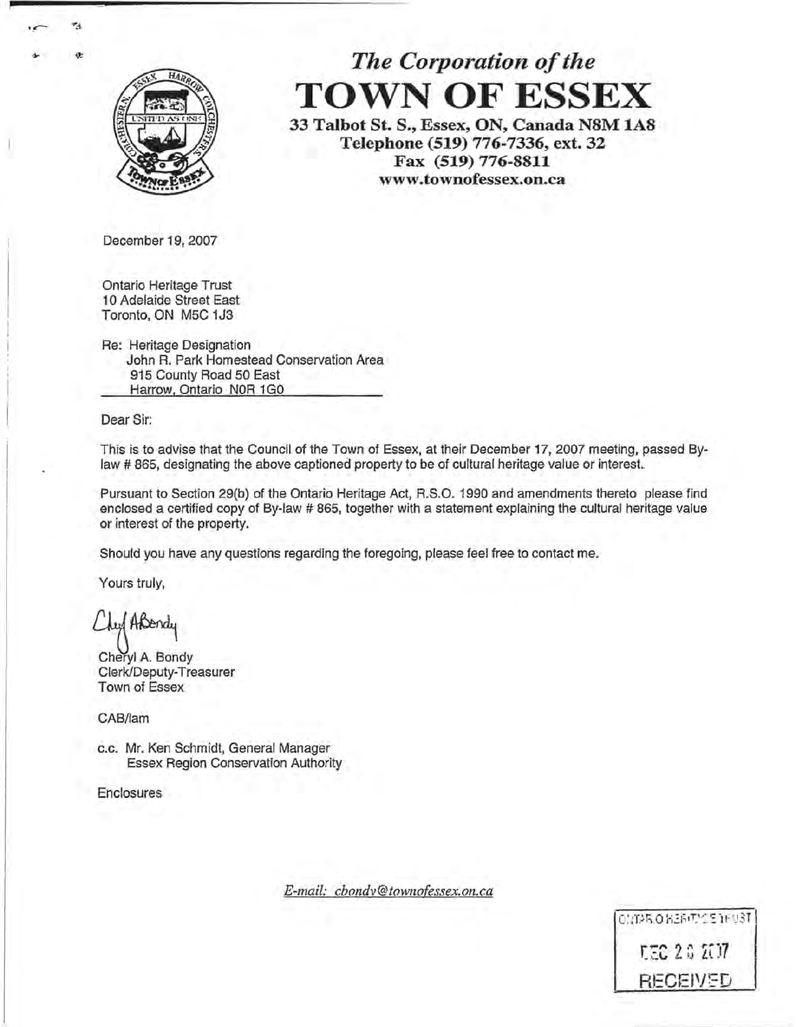# *The Corporation of the*
# TOWN OF ESSEX

**33 Talbot St. S., Essex, ON, Canada N8M 1A8**
**Telephone (519) 776-7336, ext. 32**
**Fax (519) 776-8811**
**www.townofessex.on.ca**

December 19, 2007

Ontario Heritage Trust
10 Adelaide Street East
Toronto, ON M5C 1J3

Re: Heritage Designation
John R. Park Homestead Conservation Area
915 County Road 50 East
Harrow, Ontario N0R 1G0

Dear Sir:

This is to advise that the Council of the Town of Essex, at their December 17, 2007 meeting, passed By-law # 865, designating the above captioned property to be of cultural heritage value or interest.

Pursuant to Section 29(b) of the Ontario Heritage Act, R.S.O. 1990 and amendments thereto please find enclosed a certified copy of By-law # 865, together with a statement explaining the cultural heritage value or interest of the property.

Should you have any questions regarding the foregoing, please feel free to contact me.

Yours truly,

Cheryl A. Bondy
Clerk/Deputy-Treasurer
Town of Essex

CAB/lam

c.c. Mr. Ken Schmidt, General Manager
Essex Region Conservation Authority

Enclosures

*E-mail: cbondy@townofessex.on.ca*

ONTARIO HERITAGE TRUST
DEC 20 2007
RECEIVED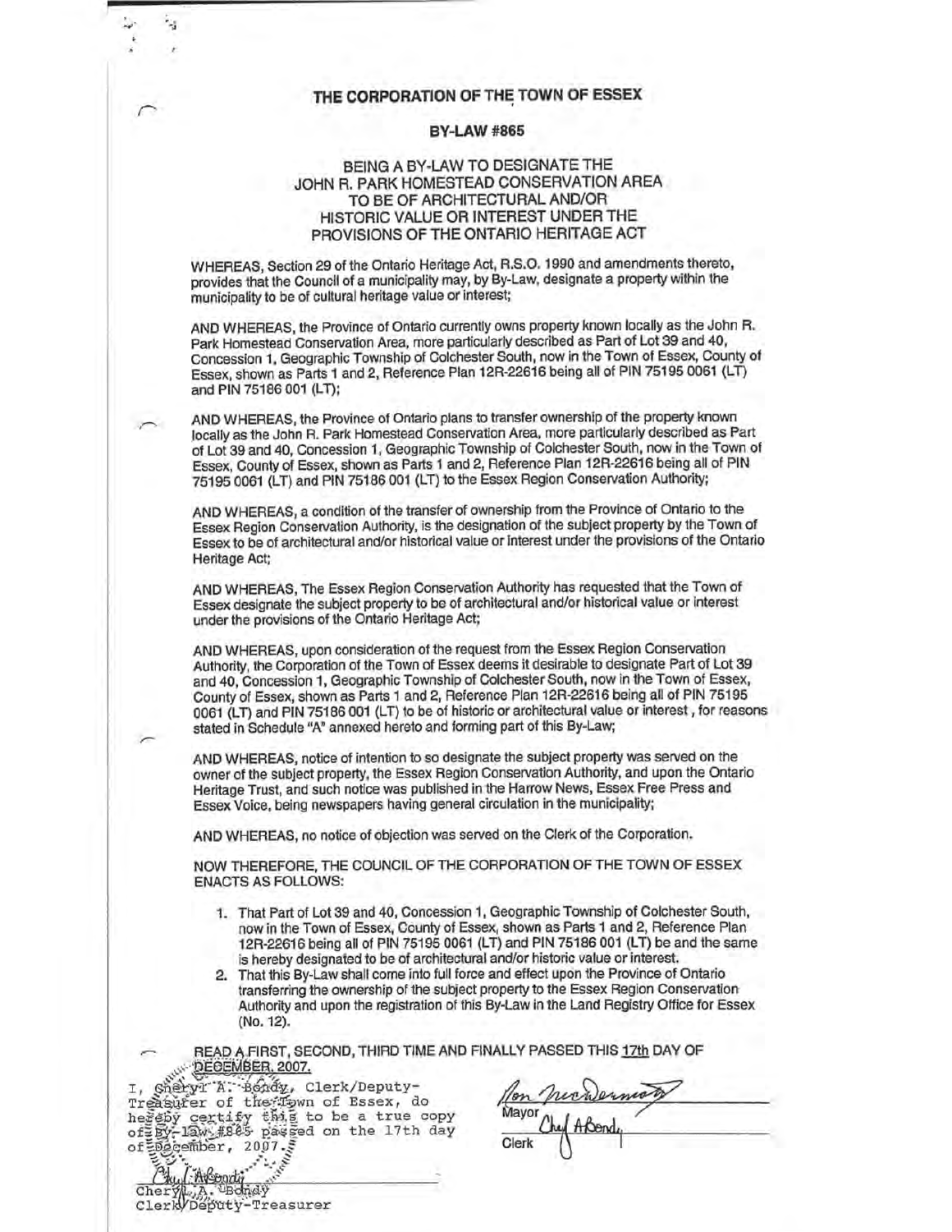# THE CORPORATION OF THE TOWN OF ESSEX

## BY-LAW #865

### BEING A BY-LAW TO DESIGNATE THE JOHN R. PARK HOMESTEAD CONSERVATION AREA TO BE OF ARCHITECTURAL AND/OR HISTORIC VALUE OR INTEREST UNDER THE PROVISIONS OF THE ONTARIO HERITAGE ACT

WHEREAS, Section 29 of the Ontario Heritage Act, R.S.O. 1990 and amendments thereto, provides that the Council of a municipality may, by By-Law, designate a property within the municipality to be of cultural heritage value or interest;

AND WHEREAS, the Province of Ontario currently owns property known locally as the John R. Park Homestead Conservation Area, more particularly described as Part of Lot 39 and 40, Concession 1, Geographic Township of Colchester South, now in the Town of Essex, County of Essex, shown as Parts 1 and 2, Reference Plan 12R-22616 being all of PIN 75195 0061 (LT) and PIN 75186 001 (LT);

AND WHEREAS, the Province of Ontario plans to transfer ownership of the property known locally as the John R. Park Homestead Conservation Area, more particularly described as Part of Lot 39 and 40, Concession 1, Geographic Township of Colchester South, now in the Town of Essex, County of Essex, shown as Parts 1 and 2, Reference Plan 12R-22616 being all of PIN 75195 0061 (LT) and PIN 75186 001 (LT) to the Essex Region Conservation Authority;

AND WHEREAS, a condition of the transfer of ownership from the Province of Ontario to the Essex Region Conservation Authority, is the designation of the subject property by the Town of Essex to be of architectural and/or historical value or interest under the provisions of the Ontario Heritage Act;

AND WHEREAS, The Essex Region Conservation Authority has requested that the Town of Essex designate the subject property to be of architectural and/or historical value or interest under the provisions of the Ontario Heritage Act;

AND WHEREAS, upon consideration of the request from the Essex Region Conservation Authority, the Corporation of the Town of Essex deems it desirable to designate Part of Lot 39 and 40, Concession 1, Geographic Township of Colchester South, now in the Town of Essex, County of Essex, shown as Parts 1 and 2, Reference Plan 12R-22616 being all of PIN 75195 0061 (LT) and PIN 75186 001 (LT) to be of historic or architectural value or interest , for reasons stated in Schedule "A" annexed hereto and forming part of this By-Law;

AND WHEREAS, notice of intention to so designate the subject property was served on the owner of the subject property, the Essex Region Conservation Authority, and upon the Ontario Heritage Trust, and such notice was published in the Harrow News, Essex Free Press and Essex Voice, being newspapers having general circulation in the municipality;

AND WHEREAS, no notice of objection was served on the Clerk of the Corporation.

NOW THEREFORE, THE COUNCIL OF THE CORPORATION OF THE TOWN OF ESSEX ENACTS AS FOLLOWS:

1. That Part of Lot 39 and 40, Concession 1, Geographic Township of Colchester South, now in the Town of Essex, County of Essex, shown as Parts 1 and 2, Reference Plan 12R-22616 being all of PIN 75195 0061 (LT) and PIN 75186 001 (LT) be and the same is hereby designated to be of architectural and/or historic value or interest.
2. That this By-Law shall come into full force and effect upon the Province of Ontario transferring the ownership of the subject property to the Essex Region Conservation Authority and upon the registration of this By-Law in the Land Registry Office for Essex (No. 12).

READ A FIRST, SECOND, THIRD TIME AND FINALLY PASSED THIS 17th DAY OF DECEMBER, 2007.

I, Cheryl A. Bondy, Clerk/Deputy-Treasurer of the Town of Essex, do hereby certify this to be a true copy of By-law #865 passed on the 17th day of December, 2007.

Cheryl A. Bondy
Clerk/Deputy-Treasurer

Ron McDermott
Mayor

Cheryl A Bondy
Clerk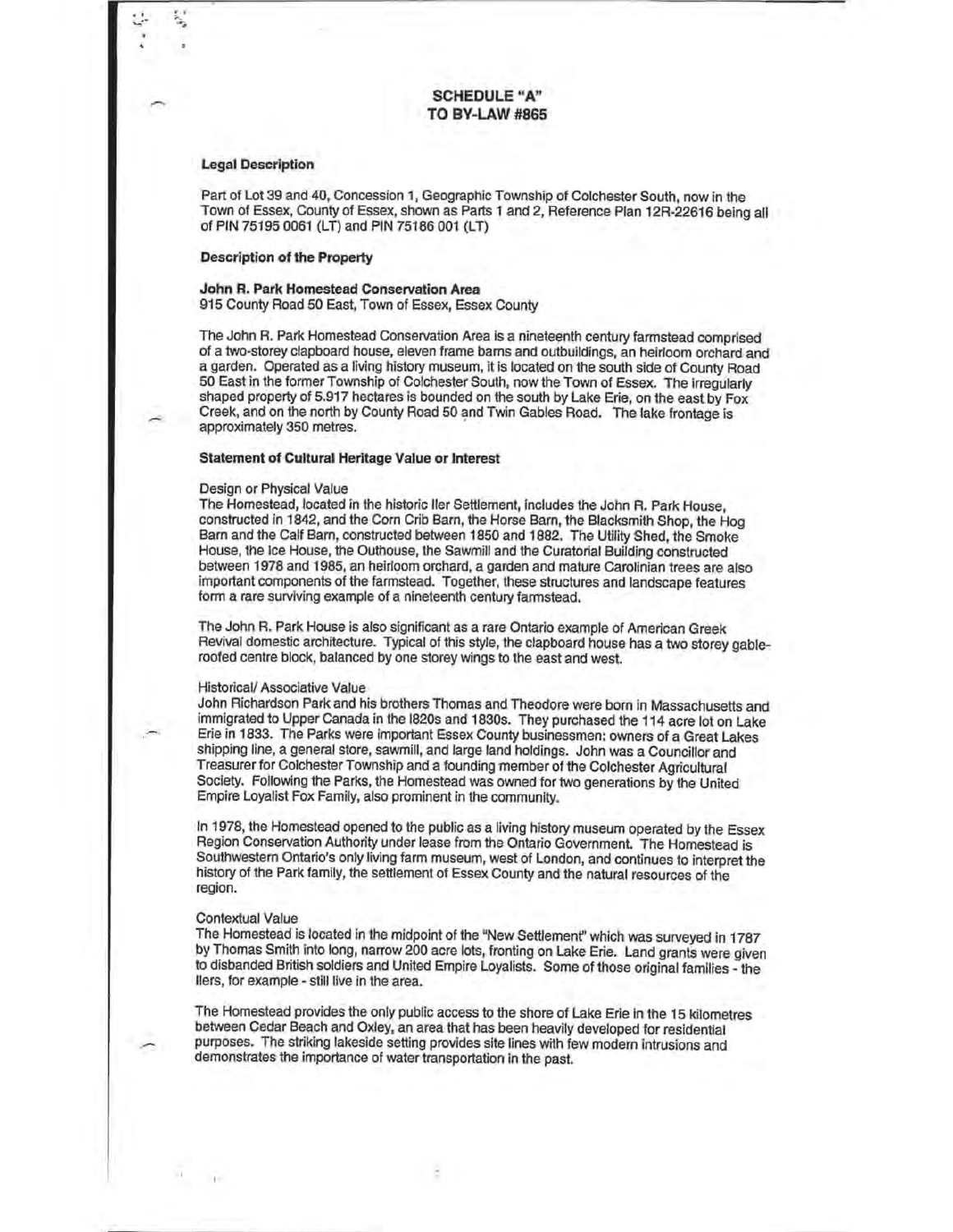**SCHEDULE "A"**
**TO BY-LAW #865**

**Legal Description**

Part of Lot 39 and 40, Concession 1, Geographic Township of Colchester South, now in the Town of Essex, County of Essex, shown as Parts 1 and 2, Reference Plan 12R-22616 being all of PIN 75195 0061 (LT) and PIN 75186 001 (LT)

**Description of the Property**

**John R. Park Homestead Conservation Area**
915 County Road 50 East, Town of Essex, Essex County

The John R. Park Homestead Conservation Area is a nineteenth century farmstead comprised of a two-storey clapboard house, eleven frame barns and outbuildings, an heirloom orchard and a garden. Operated as a living history museum, it is located on the south side of County Road 50 East in the former Township of Colchester South, now the Town of Essex. The irregularly shaped property of 5.917 hectares is bounded on the south by Lake Erie, on the east by Fox Creek, and on the north by County Road 50 and Twin Gables Road. The lake frontage is approximately 350 metres.

**Statement of Cultural Heritage Value or Interest**

Design or Physical Value
The Homestead, located in the historic Iler Settlement, includes the John R. Park House, constructed in 1842, and the Corn Crib Barn, the Horse Barn, the Blacksmith Shop, the Hog Barn and the Calf Barn, constructed between 1850 and 1882. The Utility Shed, the Smoke House, the Ice House, the Outhouse, the Sawmill and the Curatorial Building constructed between 1978 and 1985, an heirloom orchard, a garden and mature Carolinian trees are also important components of the farmstead. Together, these structures and landscape features form a rare surviving example of a nineteenth century farmstead.

The John R. Park House is also significant as a rare Ontario example of American Greek Revival domestic architecture. Typical of this style, the clapboard house has a two storey gable-roofed centre block, balanced by one storey wings to the east and west.

Historical/ Associative Value
John Richardson Park and his brothers Thomas and Theodore were born in Massachusetts and immigrated to Upper Canada in the 1820s and 1830s. They purchased the 114 acre lot on Lake Erie in 1833. The Parks were important Essex County businessmen: owners of a Great Lakes shipping line, a general store, sawmill, and large land holdings. John was a Councillor and Treasurer for Colchester Township and a founding member of the Colchester Agricultural Society. Following the Parks, the Homestead was owned for two generations by the United Empire Loyalist Fox Family, also prominent in the community.

In 1978, the Homestead opened to the public as a living history museum operated by the Essex Region Conservation Authority under lease from the Ontario Government. The Homestead is Southwestern Ontario's only living farm museum, west of London, and continues to interpret the history of the Park family, the settlement of Essex County and the natural resources of the region.

Contextual Value
The Homestead is located in the midpoint of the "New Settlement" which was surveyed in 1787 by Thomas Smith into long, narrow 200 acre lots, fronting on Lake Erie. Land grants were given to disbanded British soldiers and United Empire Loyalists. Some of those original families - the Ilers, for example - still live in the area.

The Homestead provides the only public access to the shore of Lake Erie in the 15 kilometres between Cedar Beach and Oxley, an area that has been heavily developed for residential purposes. The striking lakeside setting provides site lines with few modern intrusions and demonstrates the importance of water transportation in the past.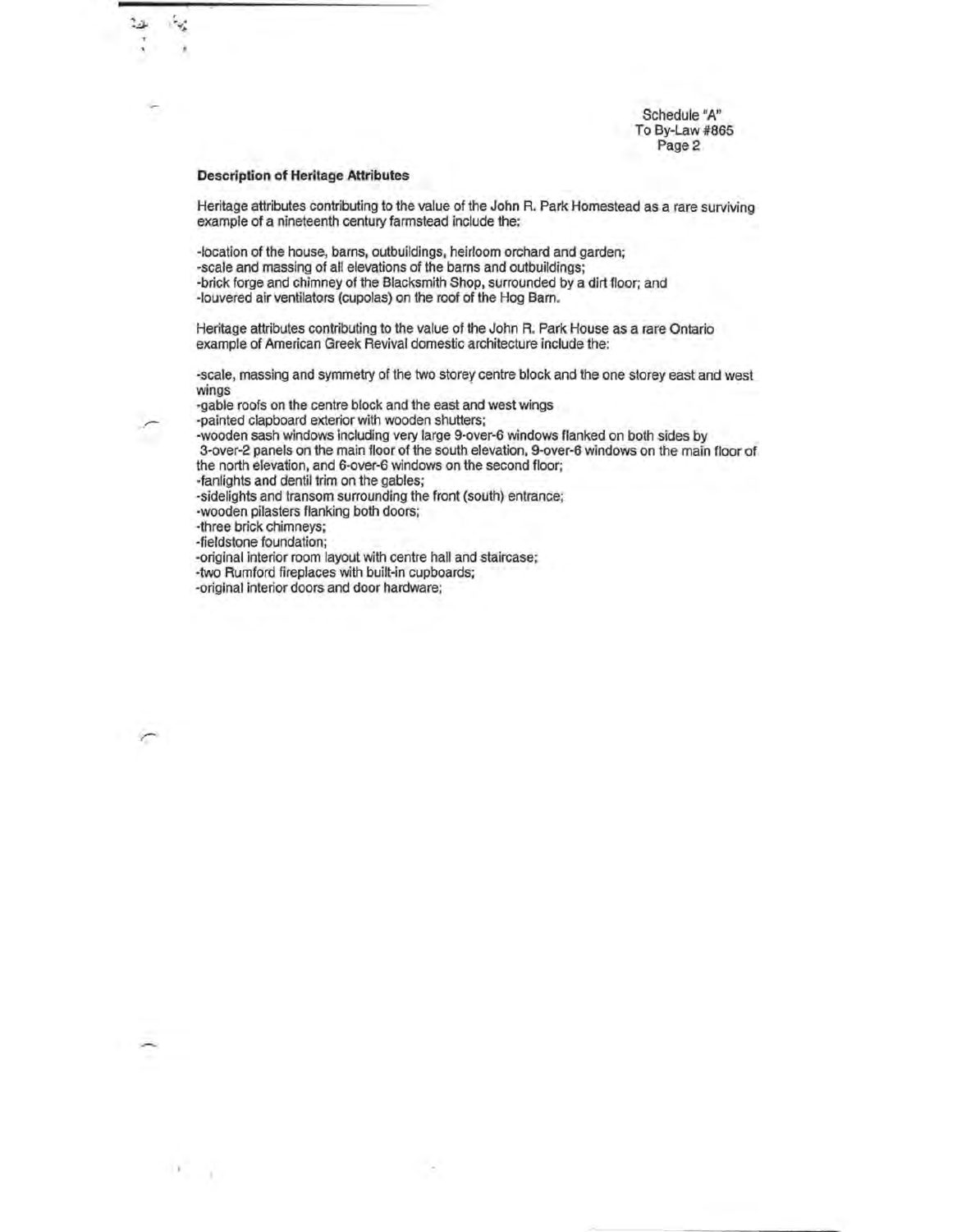Schedule "A"
To By-Law #865
Page 2

**Description of Heritage Attributes**

Heritage attributes contributing to the value of the John R. Park Homestead as a rare surviving example of a nineteenth century farmstead include the:

-location of the house, barns, outbuildings, heirloom orchard and garden;
-scale and massing of all elevations of the barns and outbuildings;
-brick forge and chimney of the Blacksmith Shop, surrounded by a dirt floor; and
-louvered air ventilators (cupolas) on the roof of the Hog Barn.

Heritage attributes contributing to the value of the John R. Park House as a rare Ontario example of American Greek Revival domestic architecture include the:

-scale, massing and symmetry of the two storey centre block and the one storey east and west wings
-gable roofs on the centre block and the east and west wings
-painted clapboard exterior with wooden shutters;
-wooden sash windows including very large 9-over-6 windows flanked on both sides by 3-over-2 panels on the main floor of the south elevation, 9-over-6 windows on the main floor of the north elevation, and 6-over-6 windows on the second floor;
-fanlights and dentil trim on the gables;
-sidelights and transom surrounding the front (south) entrance;
-wooden pilasters flanking both doors;
-three brick chimneys;
-fieldstone foundation;
-original interior room layout with centre hall and staircase;
-two Rumford fireplaces with built-in cupboards;
-original interior doors and door hardware;